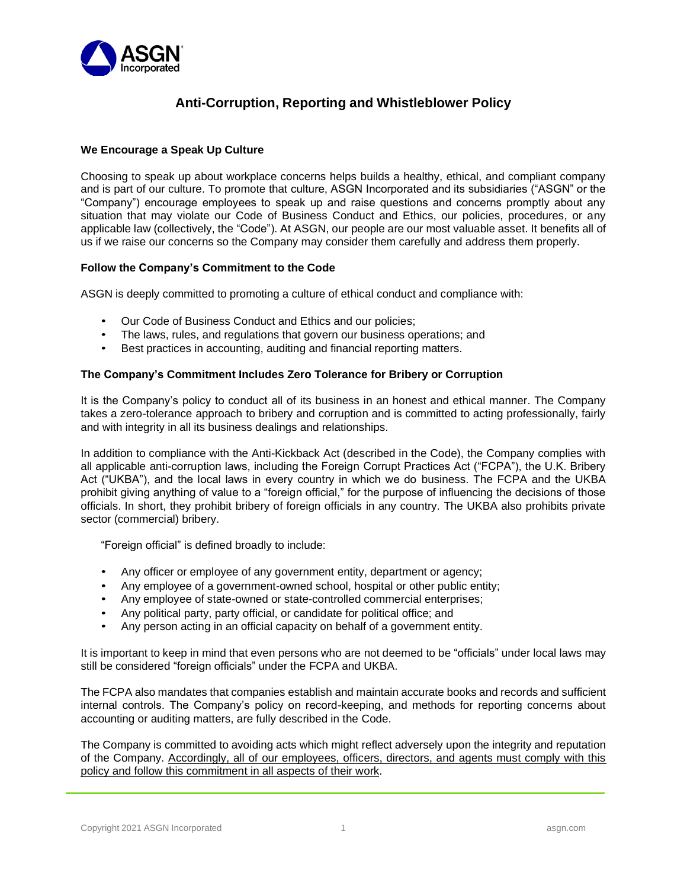# Anti-Corruption, Reporting and Whistleblower Policy

**We Encourage a Speak Up Culture**

Choosing to speak up about workplace concerns helps builds a healthy, ethical, and compliant company and is part of our culture. To promote that culture, ASGN Incorporated and its subsidiaries ("ASGN" or the "Company") encourage employees to speak up and raise questions and concerns promptly about any situation that may violate our Code of Business Conduct and Ethics, our policies, procedures, or any applicable law (collectively, the "Code"). At ASGN, our people are our most valuable asset. It benefits all of us if we raise our concerns so the Company may consider them carefully and address them properly.

**Follow the Company's Commitment to the Code**

ASGN is deeply committed to promoting a culture of ethical conduct and compliance with:

- Our Code of Business Conduct and Ethics and our policies;
- The laws, rules, and regulations that govern our business operations; and
- Best practices in accounting, auditing and financial reporting matters.

**The Company's Commitment Includes Zero Tolerance for Bribery or Corruption**

It is the Company's policy to conduct all of its business in an honest and ethical manner. The Company takes a zero-tolerance approach to bribery and corruption and is committed to acting professionally, fairly and with integrity in all its business dealings and relationships.

In addition to compliance with the Anti-Kickback Act (described in the Code), the Company complies with all applicable anti-corruption laws, including the Foreign Corrupt Practices Act ("FCPA"), the U.K. Bribery Act ("UKBA"), and the local laws in every country in which we do business. The FCPA and the UKBA prohibit giving anything of value to a "foreign official," for the purpose of influencing the decisions of those officials. In short, they prohibit bribery of foreign officials in any country. The UKBA also prohibits private sector (commercial) bribery.

"Foreign official" is defined broadly to include:

- Any officer or employee of any government entity, department or agency;
- Any employee of a government-owned school, hospital or other public entity;
- Any employee of state-owned or state-controlled commercial enterprises;
- Any political party, party official, or candidate for political office; and
- Any person acting in an official capacity on behalf of a government entity.

It is important to keep in mind that even persons who are not deemed to be "officials" under local laws may still be considered "foreign officials" under the FCPA and UKBA.

The FCPA also mandates that companies establish and maintain accurate books and records and sufficient internal controls. The Company's policy on record-keeping, and methods for reporting concerns about accounting or auditing matters, are fully described in the Code.

The Company is committed to avoiding acts which might reflect adversely upon the integrity and reputation of the Company. Accordingly, all of our employees, officers, directors, and agents must comply with this policy and follow this commitment in all aspects of their work.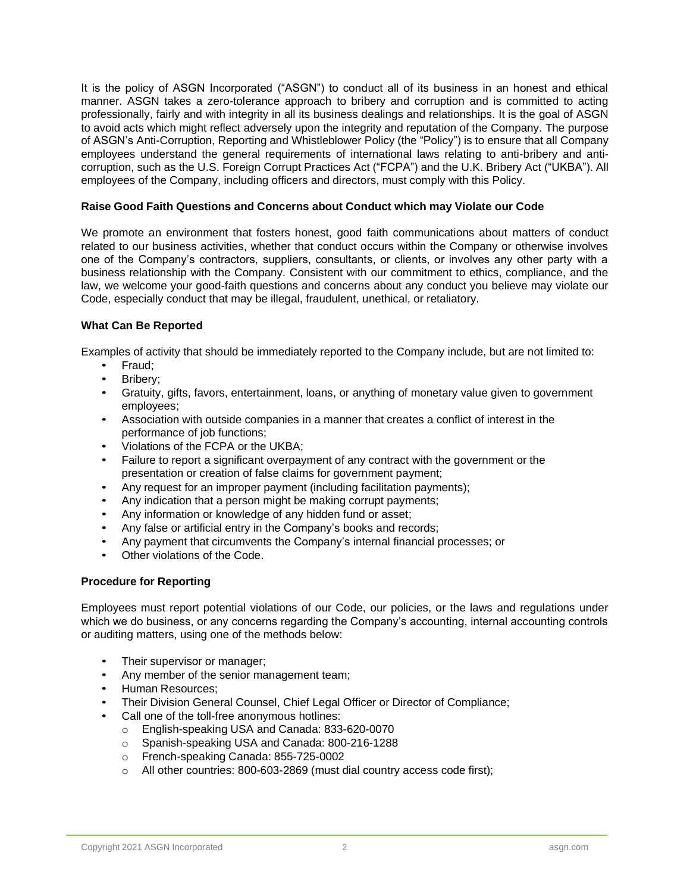It is the policy of ASGN Incorporated ("ASGN") to conduct all of its business in an honest and ethical manner. ASGN takes a zero-tolerance approach to bribery and corruption and is committed to acting professionally, fairly and with integrity in all its business dealings and relationships. It is the goal of ASGN to avoid acts which might reflect adversely upon the integrity and reputation of the Company. The purpose of ASGN's Anti-Corruption, Reporting and Whistleblower Policy (the "Policy") is to ensure that all Company employees understand the general requirements of international laws relating to anti-bribery and anti-corruption, such as the U.S. Foreign Corrupt Practices Act ("FCPA") and the U.K. Bribery Act ("UKBA"). All employees of the Company, including officers and directors, must comply with this Policy.

**Raise Good Faith Questions and Concerns about Conduct which may Violate our Code**

We promote an environment that fosters honest, good faith communications about matters of conduct related to our business activities, whether that conduct occurs within the Company or otherwise involves one of the Company's contractors, suppliers, consultants, or clients, or involves any other party with a business relationship with the Company. Consistent with our commitment to ethics, compliance, and the law, we welcome your good-faith questions and concerns about any conduct you believe may violate our Code, especially conduct that may be illegal, fraudulent, unethical, or retaliatory.

**What Can Be Reported**

Examples of activity that should be immediately reported to the Company include, but are not limited to:

- Fraud;
- Bribery;
- Gratuity, gifts, favors, entertainment, loans, or anything of monetary value given to government employees;
- Association with outside companies in a manner that creates a conflict of interest in the performance of job functions;
- Violations of the FCPA or the UKBA;
- Failure to report a significant overpayment of any contract with the government or the presentation or creation of false claims for government payment;
- Any request for an improper payment (including facilitation payments);
- Any indication that a person might be making corrupt payments;
- Any information or knowledge of any hidden fund or asset;
- Any false or artificial entry in the Company's books and records;
- Any payment that circumvents the Company's internal financial processes; or
- Other violations of the Code.

**Procedure for Reporting**

Employees must report potential violations of our Code, our policies, or the laws and regulations under which we do business, or any concerns regarding the Company's accounting, internal accounting controls or auditing matters, using one of the methods below:

- Their supervisor or manager;
- Any member of the senior management team;
- Human Resources;
- Their Division General Counsel, Chief Legal Officer or Director of Compliance;
- Call one of the toll-free anonymous hotlines:
  - English-speaking USA and Canada: 833-620-0070
  - Spanish-speaking USA and Canada: 800-216-1288
  - French-speaking Canada: 855-725-0002
  - All other countries: 800-603-2869 (must dial country access code first);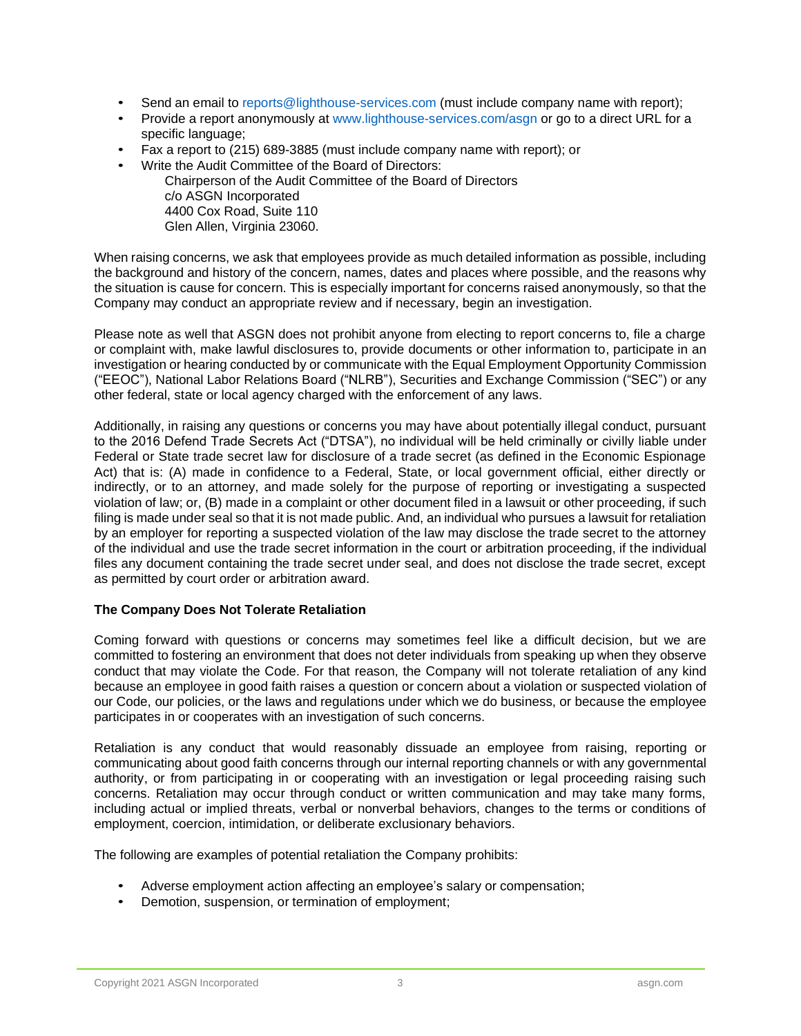- Send an email to reports@lighthouse-services.com (must include company name with report);
- Provide a report anonymously at www.lighthouse-services.com/asgn or go to a direct URL for a specific language;
- Fax a report to (215) 689-3885 (must include company name with report); or
- Write the Audit Committee of the Board of Directors:
  Chairperson of the Audit Committee of the Board of Directors
  c/o ASGN Incorporated
  4400 Cox Road, Suite 110
  Glen Allen, Virginia 23060.

When raising concerns, we ask that employees provide as much detailed information as possible, including the background and history of the concern, names, dates and places where possible, and the reasons why the situation is cause for concern. This is especially important for concerns raised anonymously, so that the Company may conduct an appropriate review and if necessary, begin an investigation.

Please note as well that ASGN does not prohibit anyone from electing to report concerns to, file a charge or complaint with, make lawful disclosures to, provide documents or other information to, participate in an investigation or hearing conducted by or communicate with the Equal Employment Opportunity Commission ("EEOC"), National Labor Relations Board ("NLRB"), Securities and Exchange Commission ("SEC") or any other federal, state or local agency charged with the enforcement of any laws.

Additionally, in raising any questions or concerns you may have about potentially illegal conduct, pursuant to the 2016 Defend Trade Secrets Act ("DTSA"), no individual will be held criminally or civilly liable under Federal or State trade secret law for disclosure of a trade secret (as defined in the Economic Espionage Act) that is: (A) made in confidence to a Federal, State, or local government official, either directly or indirectly, or to an attorney, and made solely for the purpose of reporting or investigating a suspected violation of law; or, (B) made in a complaint or other document filed in a lawsuit or other proceeding, if such filing is made under seal so that it is not made public. And, an individual who pursues a lawsuit for retaliation by an employer for reporting a suspected violation of the law may disclose the trade secret to the attorney of the individual and use the trade secret information in the court or arbitration proceeding, if the individual files any document containing the trade secret under seal, and does not disclose the trade secret, except as permitted by court order or arbitration award.

**The Company Does Not Tolerate Retaliation**

Coming forward with questions or concerns may sometimes feel like a difficult decision, but we are committed to fostering an environment that does not deter individuals from speaking up when they observe conduct that may violate the Code. For that reason, the Company will not tolerate retaliation of any kind because an employee in good faith raises a question or concern about a violation or suspected violation of our Code, our policies, or the laws and regulations under which we do business, or because the employee participates in or cooperates with an investigation of such concerns.

Retaliation is any conduct that would reasonably dissuade an employee from raising, reporting or communicating about good faith concerns through our internal reporting channels or with any governmental authority, or from participating in or cooperating with an investigation or legal proceeding raising such concerns. Retaliation may occur through conduct or written communication and may take many forms, including actual or implied threats, verbal or nonverbal behaviors, changes to the terms or conditions of employment, coercion, intimidation, or deliberate exclusionary behaviors.

The following are examples of potential retaliation the Company prohibits:

- Adverse employment action affecting an employee's salary or compensation;
- Demotion, suspension, or termination of employment;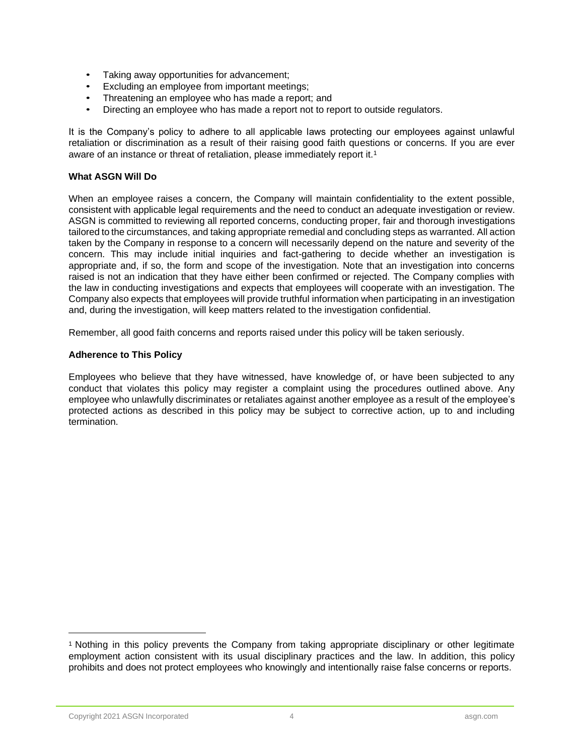- Taking away opportunities for advancement;
- Excluding an employee from important meetings;
- Threatening an employee who has made a report; and
- Directing an employee who has made a report not to report to outside regulators.

It is the Company's policy to adhere to all applicable laws protecting our employees against unlawful retaliation or discrimination as a result of their raising good faith questions or concerns. If you are ever aware of an instance or threat of retaliation, please immediately report it.[1]

**What ASGN Will Do**

When an employee raises a concern, the Company will maintain confidentiality to the extent possible, consistent with applicable legal requirements and the need to conduct an adequate investigation or review. ASGN is committed to reviewing all reported concerns, conducting proper, fair and thorough investigations tailored to the circumstances, and taking appropriate remedial and concluding steps as warranted. All action taken by the Company in response to a concern will necessarily depend on the nature and severity of the concern. This may include initial inquiries and fact-gathering to decide whether an investigation is appropriate and, if so, the form and scope of the investigation. Note that an investigation into concerns raised is not an indication that they have either been confirmed or rejected. The Company complies with the law in conducting investigations and expects that employees will cooperate with an investigation. The Company also expects that employees will provide truthful information when participating in an investigation and, during the investigation, will keep matters related to the investigation confidential.

Remember, all good faith concerns and reports raised under this policy will be taken seriously.

**Adherence to This Policy**

Employees who believe that they have witnessed, have knowledge of, or have been subjected to any conduct that violates this policy may register a complaint using the procedures outlined above. Any employee who unlawfully discriminates or retaliates against another employee as a result of the employee's protected actions as described in this policy may be subject to corrective action, up to and including termination.

[1] Nothing in this policy prevents the Company from taking appropriate disciplinary or other legitimate employment action consistent with its usual disciplinary practices and the law. In addition, this policy prohibits and does not protect employees who knowingly and intentionally raise false concerns or reports.